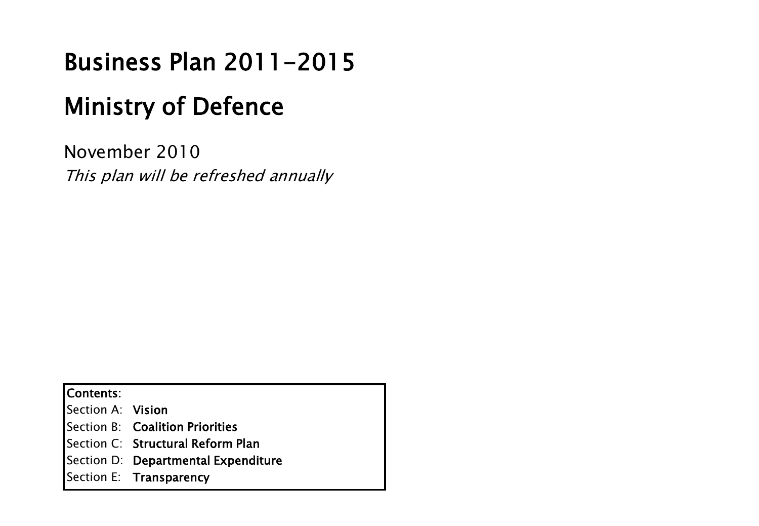# Business Plan 2011-2015

# Ministry of Defence

November 2010

*This plan will be refreshed annually*

| Contents: | |
|---|---|
| Section A: | **Vision** |
| Section B: | **Coalition Priorities** |
| Section C: | **Structural Reform Plan** |
| Section D: | **Departmental Expenditure** |
| Section E: | **Transparency** |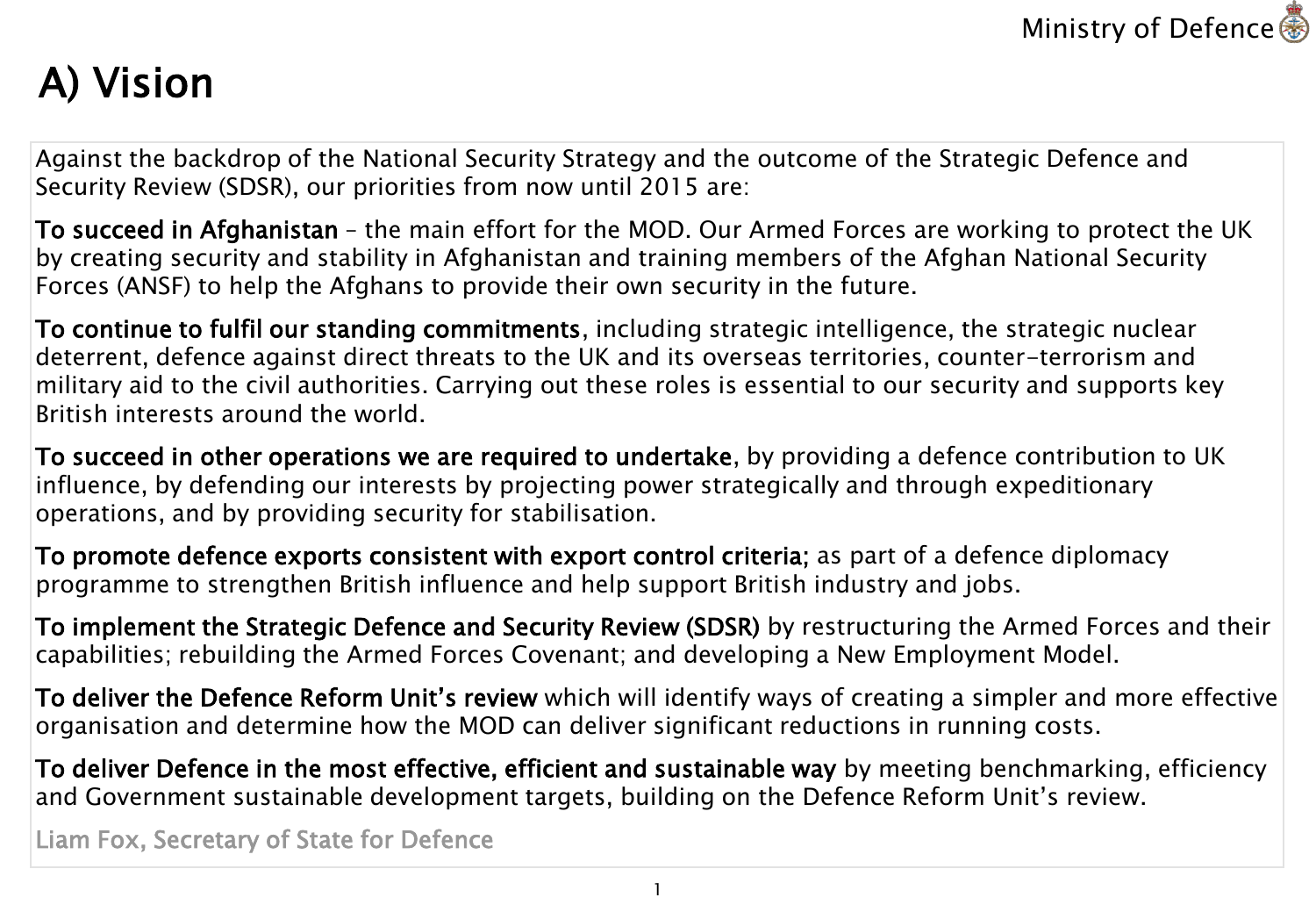# A) Vision

Against the backdrop of the National Security Strategy and the outcome of the Strategic Defence and Security Review (SDSR), our priorities from now until 2015 are:

**To succeed in Afghanistan** – the main effort for the MOD. Our Armed Forces are working to protect the UK by creating security and stability in Afghanistan and training members of the Afghan National Security Forces (ANSF) to help the Afghans to provide their own security in the future.

**To continue to fulfil our standing commitments**, including strategic intelligence, the strategic nuclear deterrent, defence against direct threats to the UK and its overseas territories, counter-terrorism and military aid to the civil authorities. Carrying out these roles is essential to our security and supports key British interests around the world.

**To succeed in other operations we are required to undertake**, by providing a defence contribution to UK influence, by defending our interests by projecting power strategically and through expeditionary operations, and by providing security for stabilisation.

**To promote defence exports consistent with export control criteria**; as part of a defence diplomacy programme to strengthen British influence and help support British industry and jobs.

**To implement the Strategic Defence and Security Review (SDSR)** by restructuring the Armed Forces and their capabilities; rebuilding the Armed Forces Covenant; and developing a New Employment Model.

**To deliver the Defence Reform Unit's review** which will identify ways of creating a simpler and more effective organisation and determine how the MOD can deliver significant reductions in running costs.

**To deliver Defence in the most effective, efficient and sustainable way** by meeting benchmarking, efficiency and Government sustainable development targets, building on the Defence Reform Unit's review.

Liam Fox, Secretary of State for Defence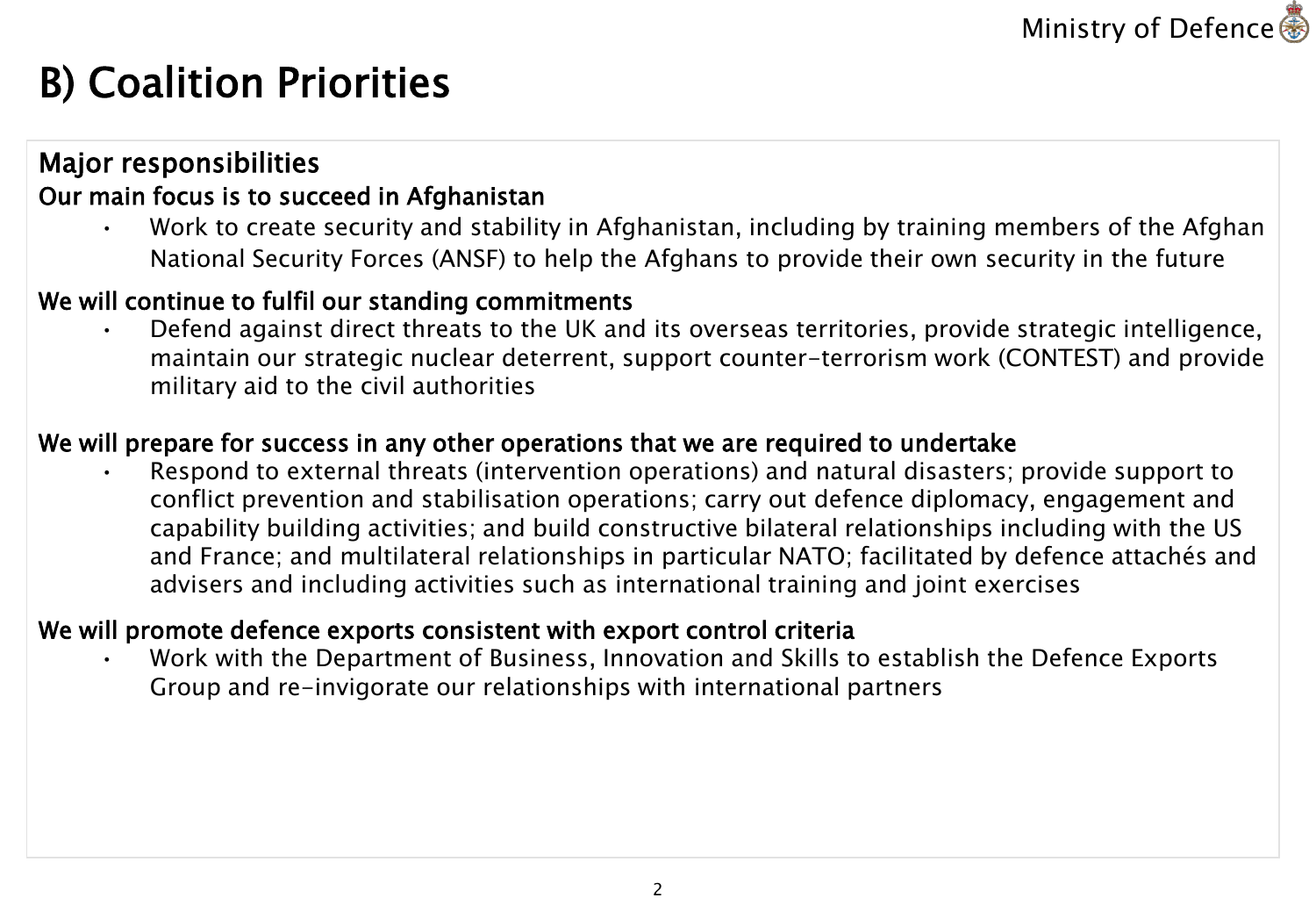# B) Coalition Priorities

## Major responsibilities

**Our main focus is to succeed in Afghanistan**

- Work to create security and stability in Afghanistan, including by training members of the Afghan National Security Forces (ANSF) to help the Afghans to provide their own security in the future

**We will continue to fulfil our standing commitments**

- Defend against direct threats to the UK and its overseas territories, provide strategic intelligence, maintain our strategic nuclear deterrent, support counter-terrorism work (CONTEST) and provide military aid to the civil authorities

**We will prepare for success in any other operations that we are required to undertake**

- Respond to external threats (intervention operations) and natural disasters; provide support to conflict prevention and stabilisation operations; carry out defence diplomacy, engagement and capability building activities; and build constructive bilateral relationships including with the US and France; and multilateral relationships in particular NATO; facilitated by defence attachés and advisers and including activities such as international training and joint exercises

**We will promote defence exports consistent with export control criteria**

- Work with the Department of Business, Innovation and Skills to establish the Defence Exports Group and re-invigorate our relationships with international partners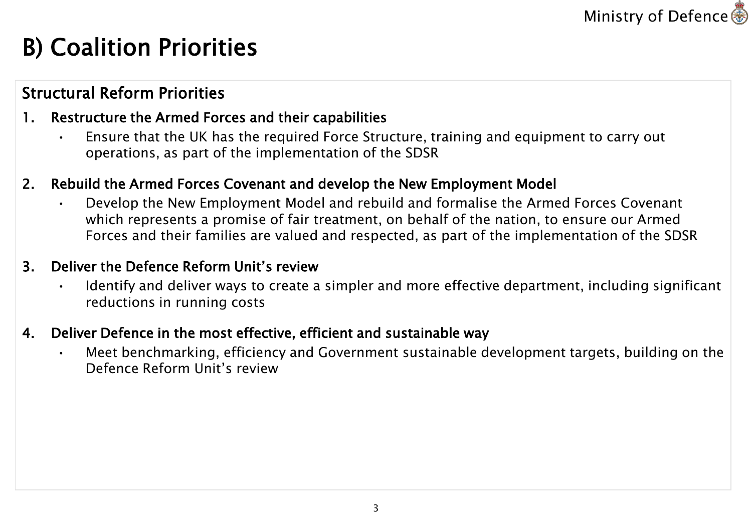# B) Coalition Priorities

## Structural Reform Priorities

1. **Restructure the Armed Forces and their capabilities**
   - Ensure that the UK has the required Force Structure, training and equipment to carry out operations, as part of the implementation of the SDSR

2. **Rebuild the Armed Forces Covenant and develop the New Employment Model**
   - Develop the New Employment Model and rebuild and formalise the Armed Forces Covenant which represents a promise of fair treatment, on behalf of the nation, to ensure our Armed Forces and their families are valued and respected, as part of the implementation of the SDSR

3. **Deliver the Defence Reform Unit's review**
   - Identify and deliver ways to create a simpler and more effective department, including significant reductions in running costs

4. **Deliver Defence in the most effective, efficient and sustainable way**
   - Meet benchmarking, efficiency and Government sustainable development targets, building on the Defence Reform Unit's review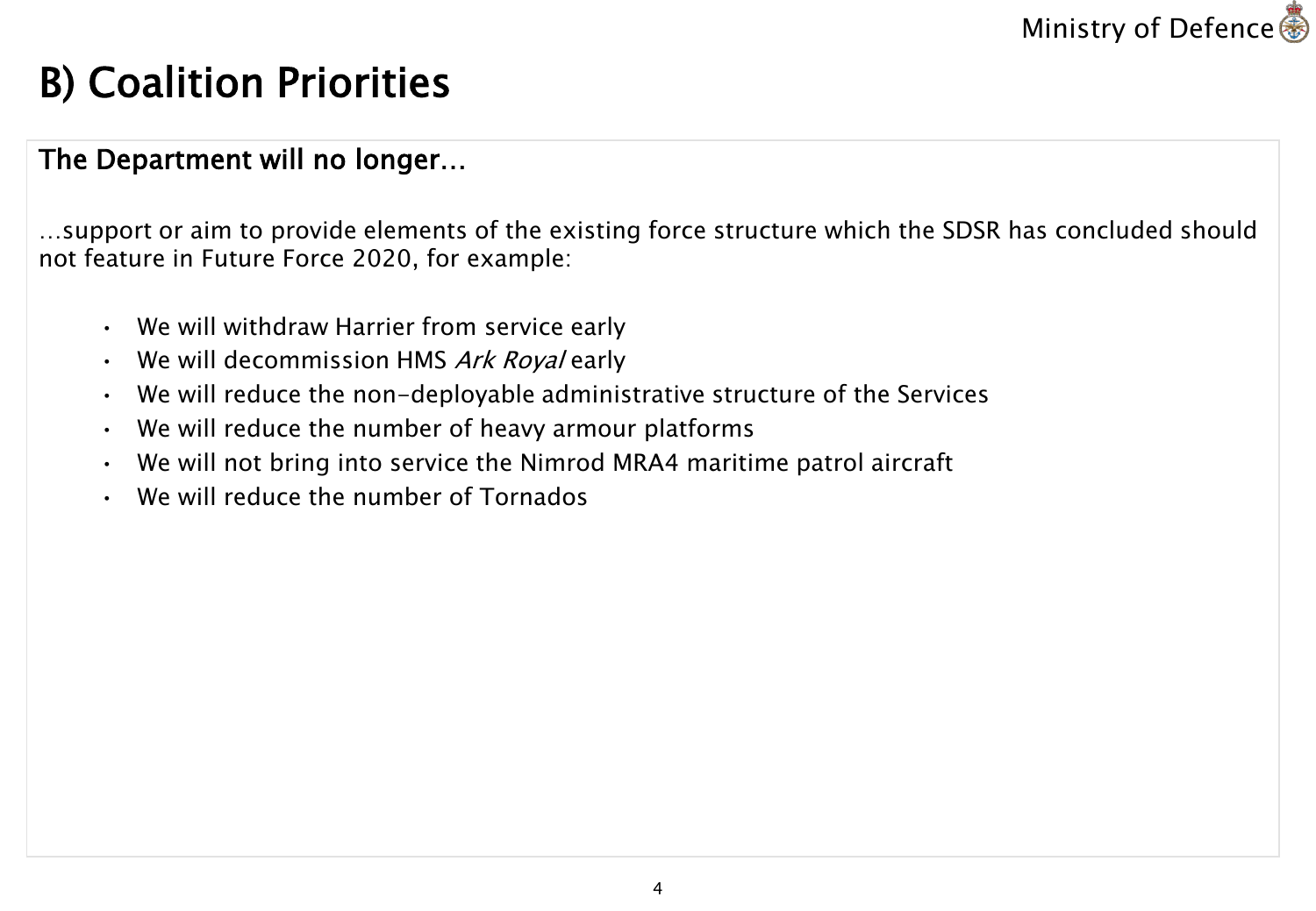# B) Coalition Priorities

**The Department will no longer…**

…support or aim to provide elements of the existing force structure which the SDSR has concluded should not feature in Future Force 2020, for example:

- We will withdraw Harrier from service early
- We will decommission HMS *Ark Royal* early
- We will reduce the non-deployable administrative structure of the Services
- We will reduce the number of heavy armour platforms
- We will not bring into service the Nimrod MRA4 maritime patrol aircraft
- We will reduce the number of Tornados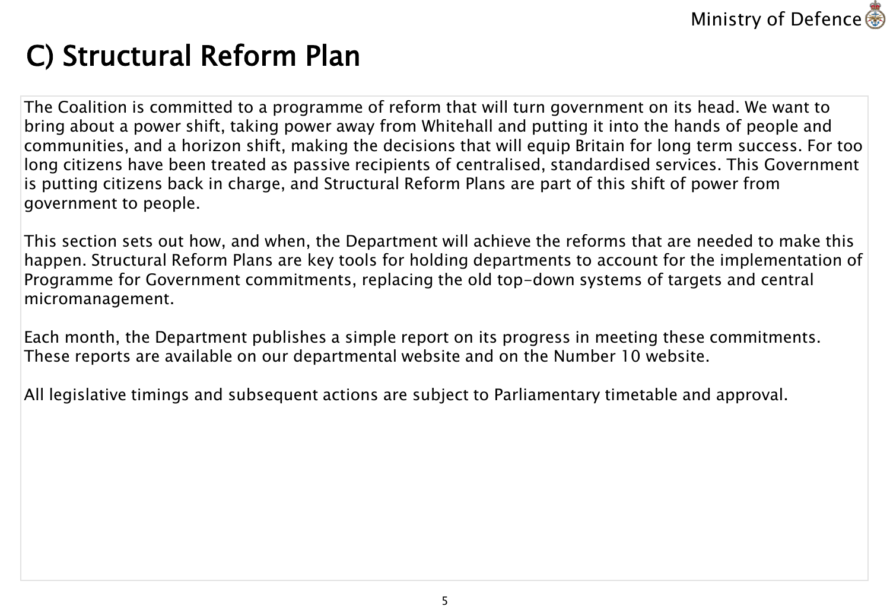# C) Structural Reform Plan

The Coalition is committed to a programme of reform that will turn government on its head. We want to bring about a power shift, taking power away from Whitehall and putting it into the hands of people and communities, and a horizon shift, making the decisions that will equip Britain for long term success. For too long citizens have been treated as passive recipients of centralised, standardised services. This Government is putting citizens back in charge, and Structural Reform Plans are part of this shift of power from government to people.

This section sets out how, and when, the Department will achieve the reforms that are needed to make this happen. Structural Reform Plans are key tools for holding departments to account for the implementation of Programme for Government commitments, replacing the old top-down systems of targets and central micromanagement.

Each month, the Department publishes a simple report on its progress in meeting these commitments. These reports are available on our departmental website and on the Number 10 website.

All legislative timings and subsequent actions are subject to Parliamentary timetable and approval.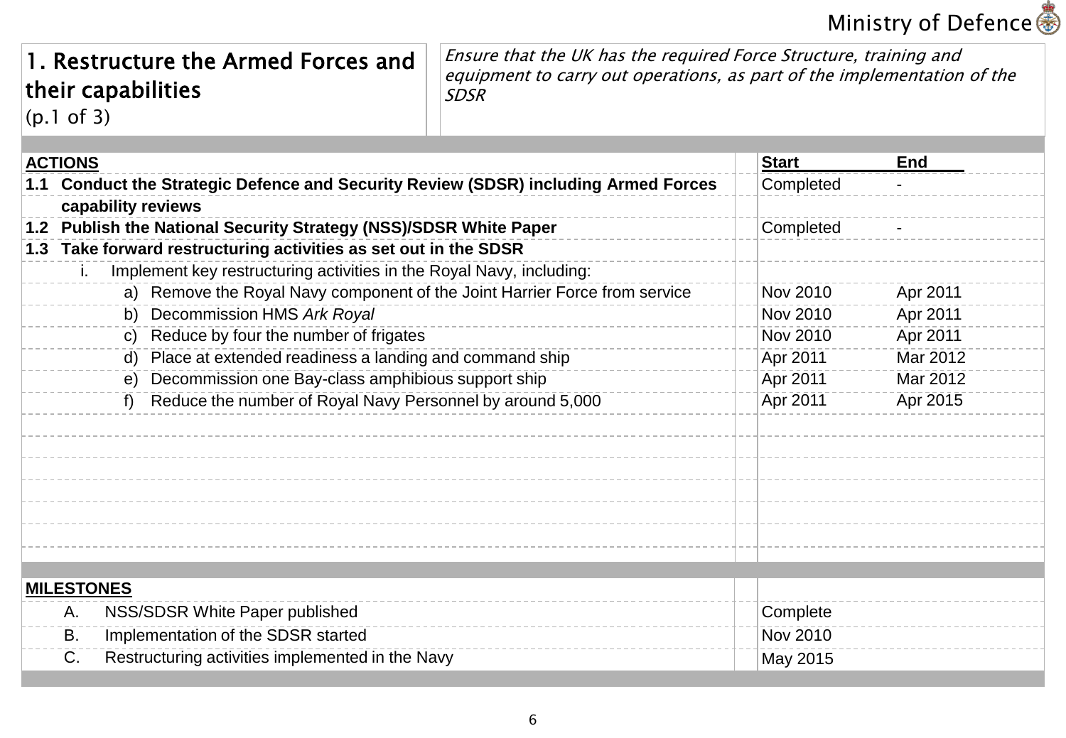# 1. Restructure the Armed Forces and their capabilities

(p.1 of 3)

*Ensure that the UK has the required Force Structure, training and equipment to carry out operations, as part of the implementation of the SDSR*

| ACTIONS | Start | End |
|---|---|---|
| **1.1 Conduct the Strategic Defence and Security Review (SDSR) including Armed Forces capability reviews** | Completed | - |
| **1.2 Publish the National Security Strategy (NSS)/SDSR White Paper** | Completed | - |
| **1.3 Take forward restructuring activities as set out in the SDSR** | | |
| i. Implement key restructuring activities in the Royal Navy, including: | | |
| a) Remove the Royal Navy component of the Joint Harrier Force from service | Nov 2010 | Apr 2011 |
| b) Decommission HMS *Ark Royal* | Nov 2010 | Apr 2011 |
| c) Reduce by four the number of frigates | Nov 2010 | Apr 2011 |
| d) Place at extended readiness a landing and command ship | Apr 2011 | Mar 2012 |
| e) Decommission one Bay-class amphibious support ship | Apr 2011 | Mar 2012 |
| f) Reduce the number of Royal Navy Personnel by around 5,000 | Apr 2011 | Apr 2015 |

| MILESTONES | |
|---|---|
| A. NSS/SDSR White Paper published | Complete |
| B. Implementation of the SDSR started | Nov 2010 |
| C. Restructuring activities implemented in the Navy | May 2015 |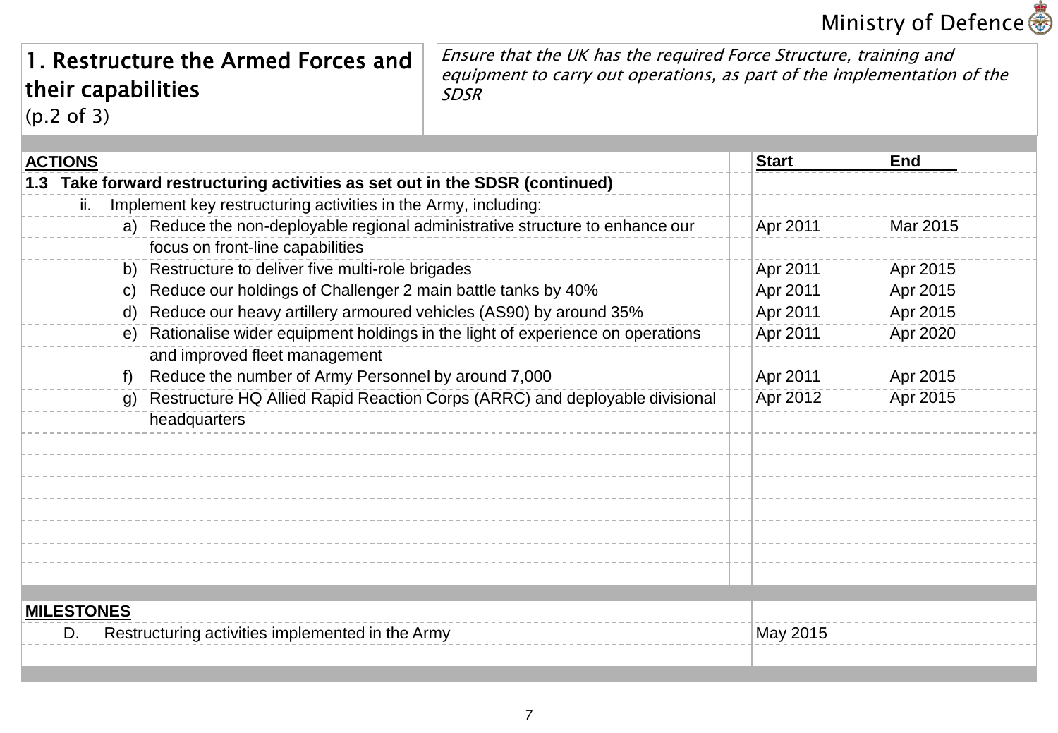# 1. Restructure the Armed Forces and their capabilities

(p.2 of 3)

*Ensure that the UK has the required Force Structure, training and equipment to carry out operations, as part of the implementation of the SDSR*

| ACTIONS | Start | End |
|---|---|---|
| **1.3 Take forward restructuring activities as set out in the SDSR (continued)** | | |
| ii. Implement key restructuring activities in the Army, including: | | |
| a) Reduce the non-deployable regional administrative structure to enhance our focus on front-line capabilities | Apr 2011 | Mar 2015 |
| b) Restructure to deliver five multi-role brigades | Apr 2011 | Apr 2015 |
| c) Reduce our holdings of Challenger 2 main battle tanks by 40% | Apr 2011 | Apr 2015 |
| d) Reduce our heavy artillery armoured vehicles (AS90) by around 35% | Apr 2011 | Apr 2015 |
| e) Rationalise wider equipment holdings in the light of experience on operations and improved fleet management | Apr 2011 | Apr 2020 |
| f) Reduce the number of Army Personnel by around 7,000 | Apr 2011 | Apr 2015 |
| g) Restructure HQ Allied Rapid Reaction Corps (ARRC) and deployable divisional headquarters | Apr 2012 | Apr 2015 |

| MILESTONES | |
|---|---|
| D. Restructuring activities implemented in the Army | May 2015 |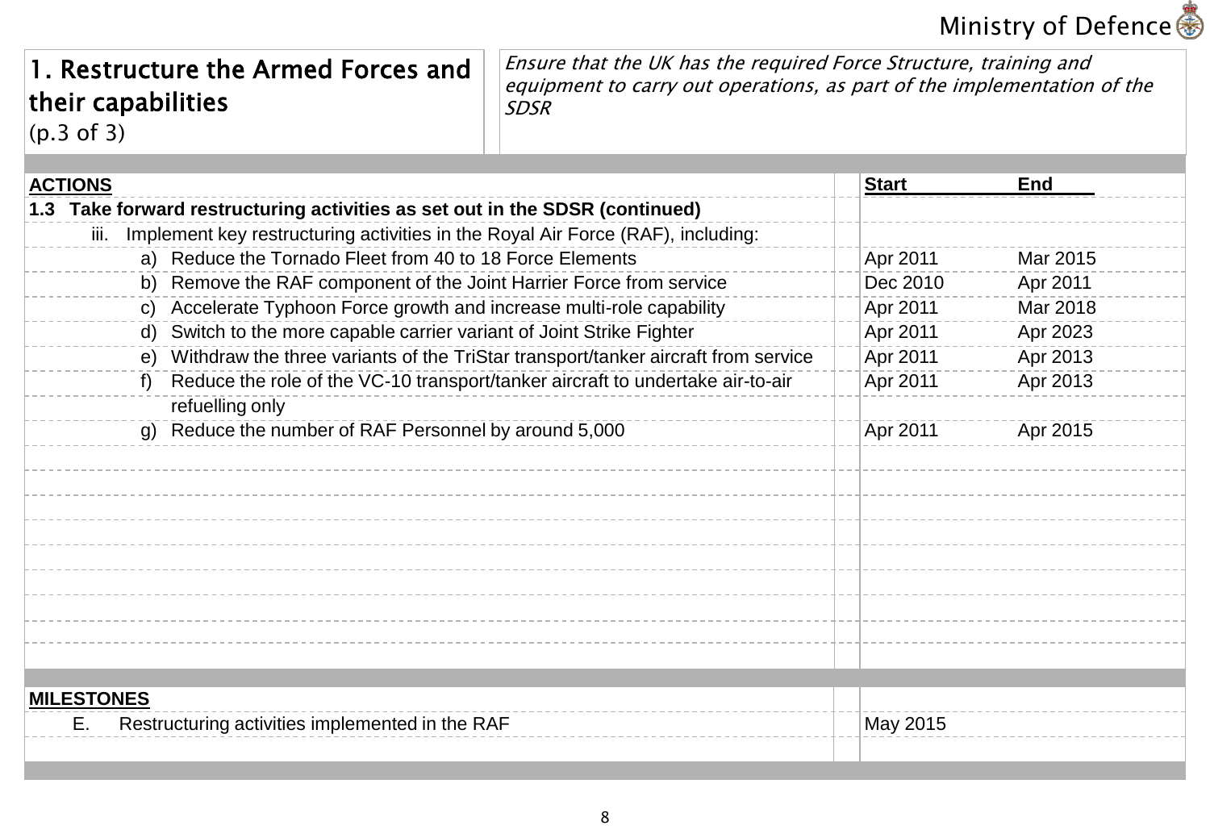## 1. Restructure the Armed Forces and their capabilities
(p.3 of 3)

*Ensure that the UK has the required Force Structure, training and equipment to carry out operations, as part of the implementation of the SDSR*

| ACTIONS | Start | End |
|---|---|---|
| **1.3 Take forward restructuring activities as set out in the SDSR (continued)** | | |
| iii. Implement key restructuring activities in the Royal Air Force (RAF), including: | | |
| a) Reduce the Tornado Fleet from 40 to 18 Force Elements | Apr 2011 | Mar 2015 |
| b) Remove the RAF component of the Joint Harrier Force from service | Dec 2010 | Apr 2011 |
| c) Accelerate Typhoon Force growth and increase multi-role capability | Apr 2011 | Mar 2018 |
| d) Switch to the more capable carrier variant of Joint Strike Fighter | Apr 2011 | Apr 2023 |
| e) Withdraw the three variants of the TriStar transport/tanker aircraft from service | Apr 2011 | Apr 2013 |
| f) Reduce the role of the VC-10 transport/tanker aircraft to undertake air-to-air refuelling only | Apr 2011 | Apr 2013 |
| g) Reduce the number of RAF Personnel by around 5,000 | Apr 2011 | Apr 2015 |

| MILESTONES | |
|---|---|
| E. Restructuring activities implemented in the RAF | May 2015 |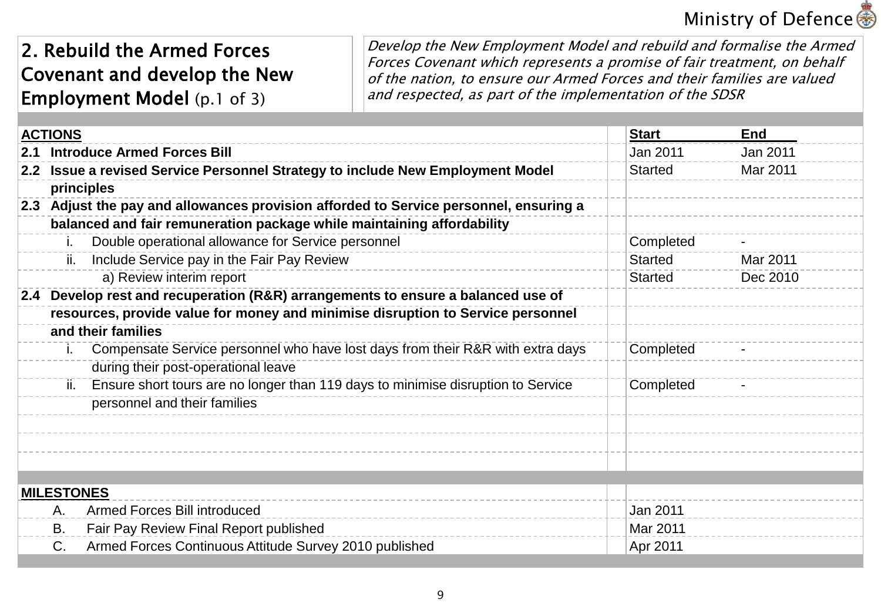## 2. Rebuild the Armed Forces Covenant and develop the New Employment Model (p.1 of 3)

*Develop the New Employment Model and rebuild and formalise the Armed Forces Covenant which represents a promise of fair treatment, on behalf of the nation, to ensure our Armed Forces and their families are valued and respected, as part of the implementation of the SDSR*

| ACTIONS | Start | End |
|---|---|---|
| **2.1 Introduce Armed Forces Bill** | Jan 2011 | Jan 2011 |
| **2.2 Issue a revised Service Personnel Strategy to include New Employment Model principles** | Started | Mar 2011 |
| **2.3 Adjust the pay and allowances provision afforded to Service personnel, ensuring a balanced and fair remuneration package while maintaining affordability** | | |
| i. Double operational allowance for Service personnel | Completed | - |
| ii. Include Service pay in the Fair Pay Review | Started | Mar 2011 |
| a) Review interim report | Started | Dec 2010 |
| **2.4 Develop rest and recuperation (R&R) arrangements to ensure a balanced use of resources, provide value for money and minimise disruption to Service personnel and their families** | | |
| i. Compensate Service personnel who have lost days from their R&R with extra days during their post-operational leave | Completed | - |
| ii. Ensure short tours are no longer than 119 days to minimise disruption to Service personnel and their families | Completed | - |

| MILESTONES | |
|---|---|
| A. Armed Forces Bill introduced | Jan 2011 |
| B. Fair Pay Review Final Report published | Mar 2011 |
| C. Armed Forces Continuous Attitude Survey 2010 published | Apr 2011 |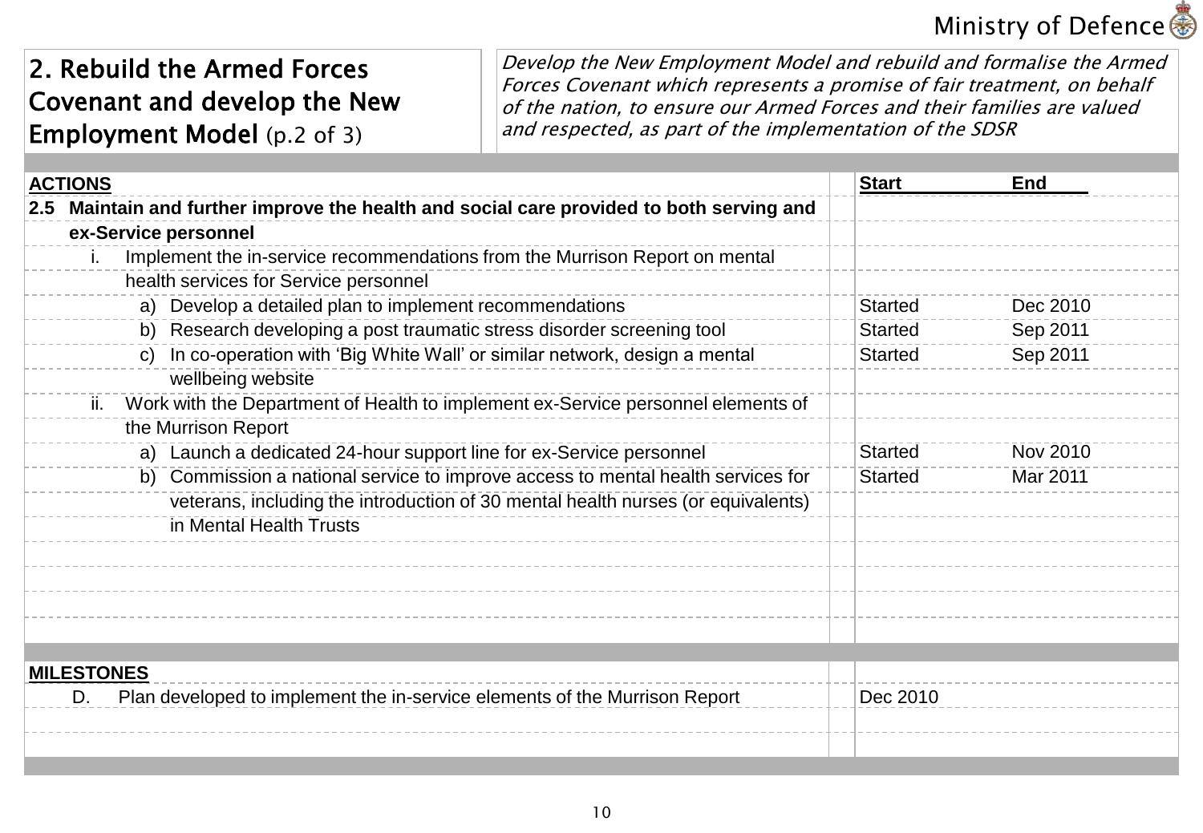## 2. Rebuild the Armed Forces Covenant and develop the New Employment Model (p.2 of 3)

*Develop the New Employment Model and rebuild and formalise the Armed Forces Covenant which represents a promise of fair treatment, on behalf of the nation, to ensure our Armed Forces and their families are valued and respected, as part of the implementation of the SDSR*

| ACTIONS | Start | End |
|---|---|---|
| **2.5 Maintain and further improve the health and social care provided to both serving and ex-Service personnel** | | |
| i. Implement the in-service recommendations from the Murrison Report on mental health services for Service personnel | | |
| a) Develop a detailed plan to implement recommendations | Started | Dec 2010 |
| b) Research developing a post traumatic stress disorder screening tool | Started | Sep 2011 |
| c) In co-operation with 'Big White Wall' or similar network, design a mental wellbeing website | Started | Sep 2011 |
| ii. Work with the Department of Health to implement ex-Service personnel elements of the Murrison Report | | |
| a) Launch a dedicated 24-hour support line for ex-Service personnel | Started | Nov 2010 |
| b) Commission a national service to improve access to mental health services for veterans, including the introduction of 30 mental health nurses (or equivalents) in Mental Health Trusts | Started | Mar 2011 |

| MILESTONES | |
|---|---|
| D. Plan developed to implement the in-service elements of the Murrison Report | Dec 2010 |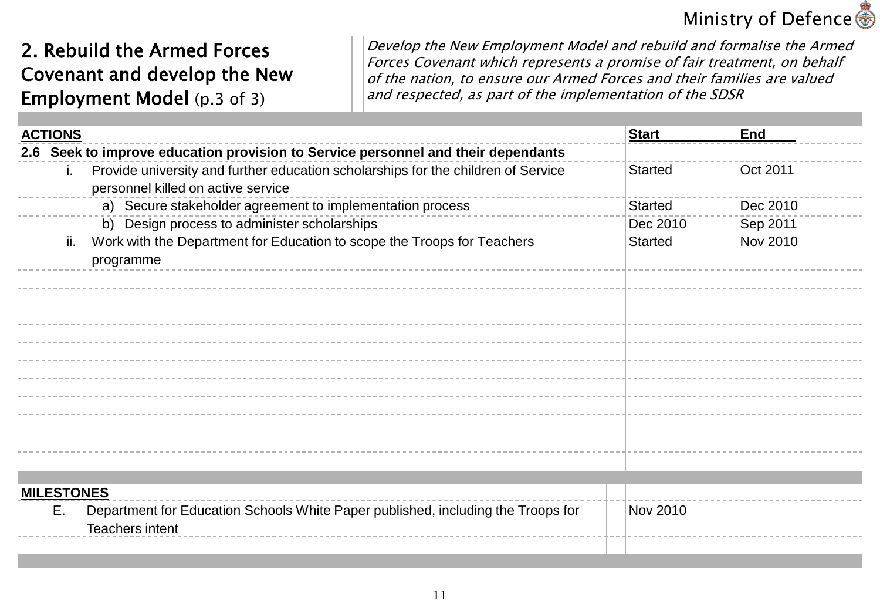## 2. Rebuild the Armed Forces Covenant and develop the New Employment Model (p.3 of 3)

*Develop the New Employment Model and rebuild and formalise the Armed Forces Covenant which represents a promise of fair treatment, on behalf of the nation, to ensure our Armed Forces and their families are valued and respected, as part of the implementation of the SDSR*

| ACTIONS | Start | End |
|---|---|---|
| **2.6 Seek to improve education provision to Service personnel and their dependants** | | |
| i. Provide university and further education scholarships for the children of Service personnel killed on active service | Started | Oct 2011 |
| a) Secure stakeholder agreement to implementation process | Started | Dec 2010 |
| b) Design process to administer scholarships | Dec 2010 | Sep 2011 |
| ii. Work with the Department for Education to scope the Troops for Teachers programme | Started | Nov 2010 |

| MILESTONES | | |
|---|---|---|
| E. Department for Education Schools White Paper published, including the Troops for Teachers intent | Nov 2010 | |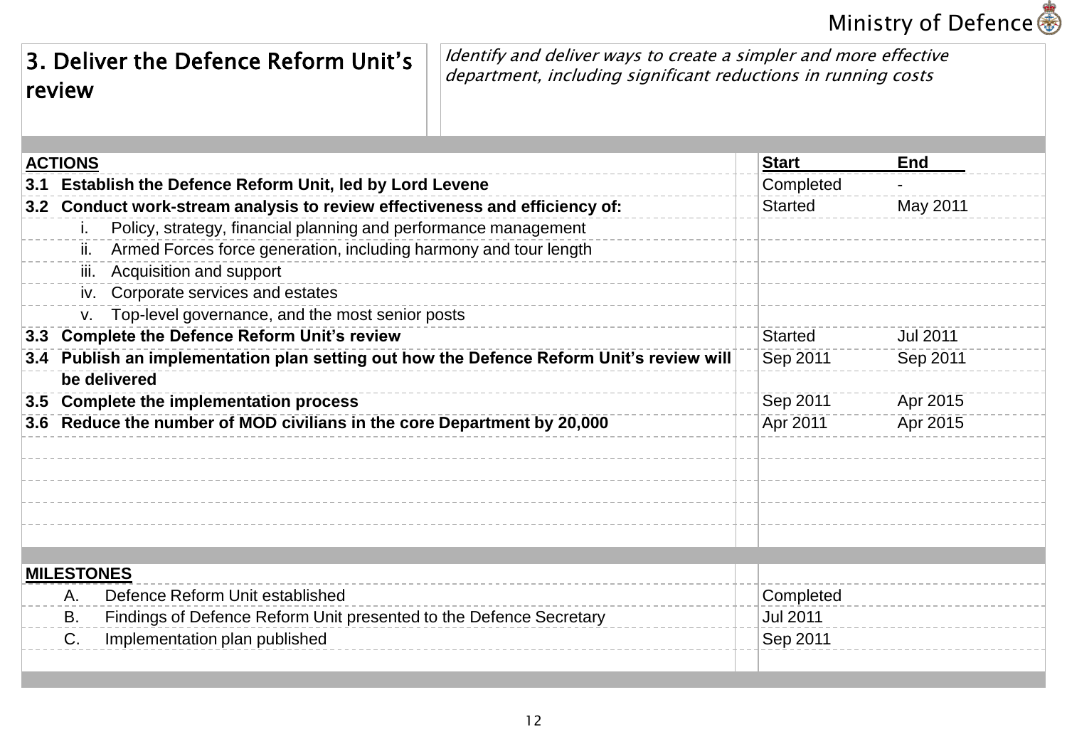Ministry of Defence

# 3. Deliver the Defence Reform Unit's review

*Identify and deliver ways to create a simpler and more effective department, including significant reductions in running costs*

| ACTIONS | Start | End |
|---|---|---|
| **3.1 Establish the Defence Reform Unit, led by Lord Levene** | Completed | - |
| **3.2 Conduct work-stream analysis to review effectiveness and efficiency of:** | Started | May 2011 |
| i. Policy, strategy, financial planning and performance management | | |
| ii. Armed Forces force generation, including harmony and tour length | | |
| iii. Acquisition and support | | |
| iv. Corporate services and estates | | |
| v. Top-level governance, and the most senior posts | | |
| **3.3 Complete the Defence Reform Unit's review** | Started | Jul 2011 |
| **3.4 Publish an implementation plan setting out how the Defence Reform Unit's review will be delivered** | Sep 2011 | Sep 2011 |
| **3.5 Complete the implementation process** | Sep 2011 | Apr 2015 |
| **3.6 Reduce the number of MOD civilians in the core Department by 20,000** | Apr 2011 | Apr 2015 |

| MILESTONES | |
|---|---|
| A. Defence Reform Unit established | Completed |
| B. Findings of Defence Reform Unit presented to the Defence Secretary | Jul 2011 |
| C. Implementation plan published | Sep 2011 |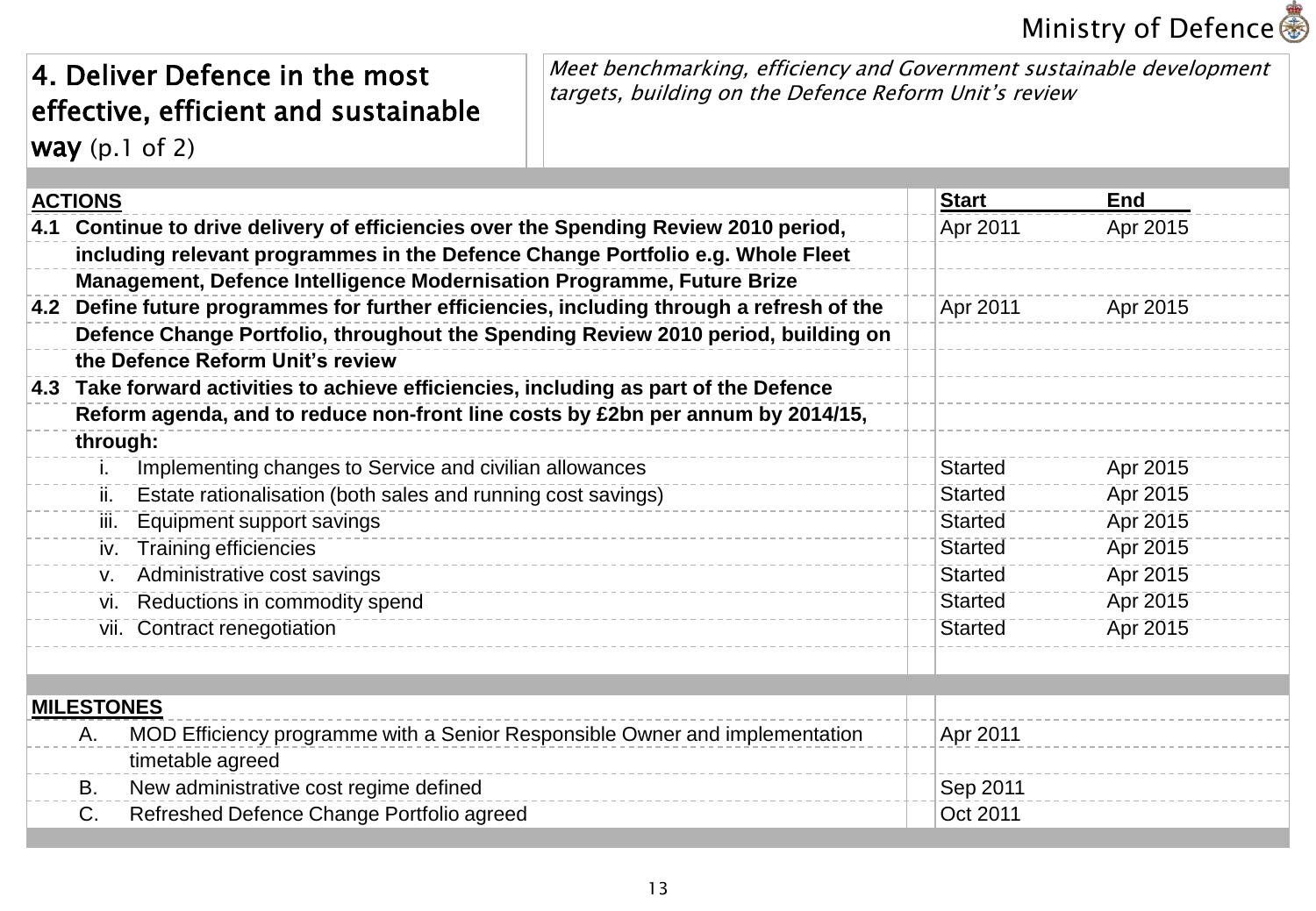## 4. Deliver Defence in the most effective, efficient and sustainable way (p.1 of 2)

*Meet benchmarking, efficiency and Government sustainable development targets, building on the Defence Reform Unit's review*

| ACTIONS | Start | End |
|---|---|---|
| **4.1 Continue to drive delivery of efficiencies over the Spending Review 2010 period, including relevant programmes in the Defence Change Portfolio e.g. Whole Fleet Management, Defence Intelligence Modernisation Programme, Future Brize** | Apr 2011 | Apr 2015 |
| **4.2 Define future programmes for further efficiencies, including through a refresh of the Defence Change Portfolio, throughout the Spending Review 2010 period, building on the Defence Reform Unit's review** | Apr 2011 | Apr 2015 |
| **4.3 Take forward activities to achieve efficiencies, including as part of the Defence Reform agenda, and to reduce non-front line costs by £2bn per annum by 2014/15, through:** | | |
| i. Implementing changes to Service and civilian allowances | Started | Apr 2015 |
| ii. Estate rationalisation (both sales and running cost savings) | Started | Apr 2015 |
| iii. Equipment support savings | Started | Apr 2015 |
| iv. Training efficiencies | Started | Apr 2015 |
| v. Administrative cost savings | Started | Apr 2015 |
| vi. Reductions in commodity spend | Started | Apr 2015 |
| vii. Contract renegotiation | Started | Apr 2015 |

| MILESTONES | |
|---|---|
| A. MOD Efficiency programme with a Senior Responsible Owner and implementation timetable agreed | Apr 2011 |
| B. New administrative cost regime defined | Sep 2011 |
| C. Refreshed Defence Change Portfolio agreed | Oct 2011 |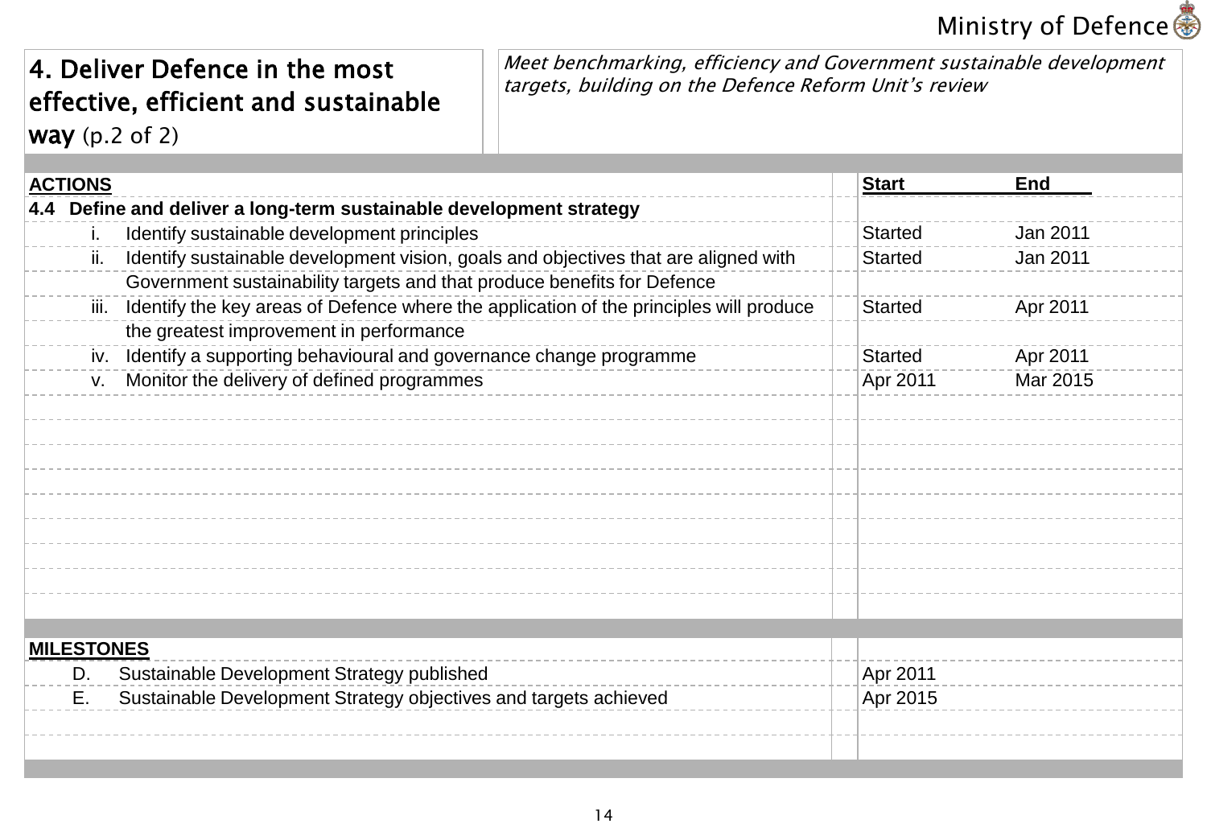# 4. Deliver Defence in the most effective, efficient and sustainable way (p.2 of 2)

*Meet benchmarking, efficiency and Government sustainable development targets, building on the Defence Reform Unit's review*

| ACTIONS | Start | End |
|---|---|---|
| **4.4 Define and deliver a long-term sustainable development strategy** | | |
| i. Identify sustainable development principles | Started | Jan 2011 |
| ii. Identify sustainable development vision, goals and objectives that are aligned with Government sustainability targets and that produce benefits for Defence | Started | Jan 2011 |
| iii. Identify the key areas of Defence where the application of the principles will produce the greatest improvement in performance | Started | Apr 2011 |
| iv. Identify a supporting behavioural and governance change programme | Started | Apr 2011 |
| v. Monitor the delivery of defined programmes | Apr 2011 | Mar 2015 |

| MILESTONES | |
|---|---|
| D. Sustainable Development Strategy published | Apr 2011 |
| E. Sustainable Development Strategy objectives and targets achieved | Apr 2015 |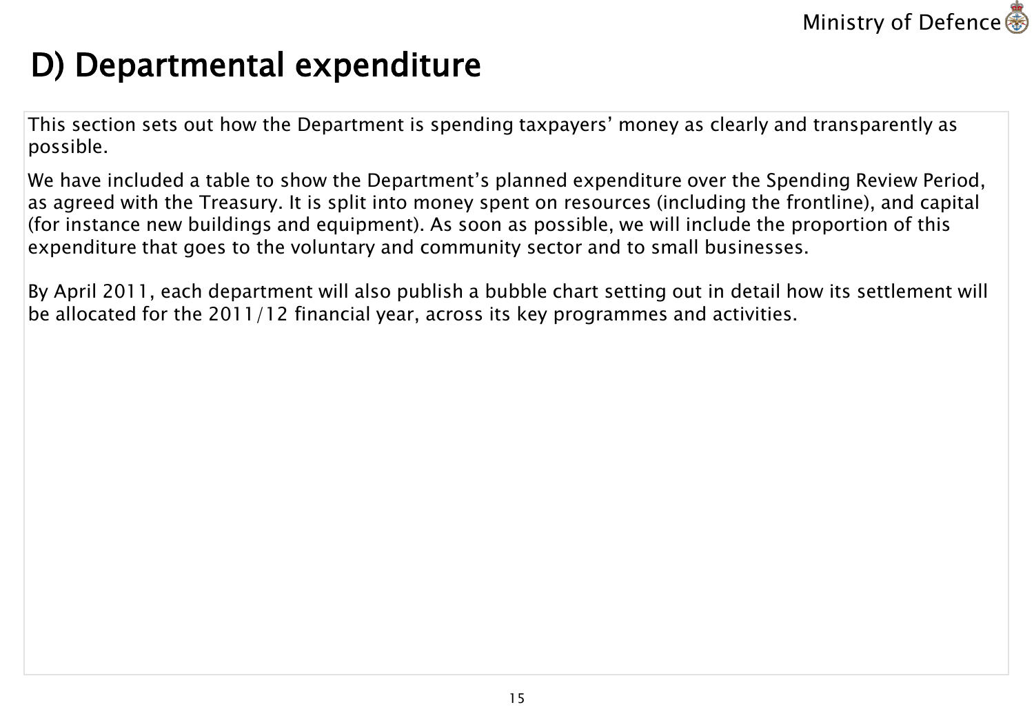# D) Departmental expenditure

This section sets out how the Department is spending taxpayers' money as clearly and transparently as possible.

We have included a table to show the Department's planned expenditure over the Spending Review Period, as agreed with the Treasury. It is split into money spent on resources (including the frontline), and capital (for instance new buildings and equipment). As soon as possible, we will include the proportion of this expenditure that goes to the voluntary and community sector and to small businesses.

By April 2011, each department will also publish a bubble chart setting out in detail how its settlement will be allocated for the 2011/12 financial year, across its key programmes and activities.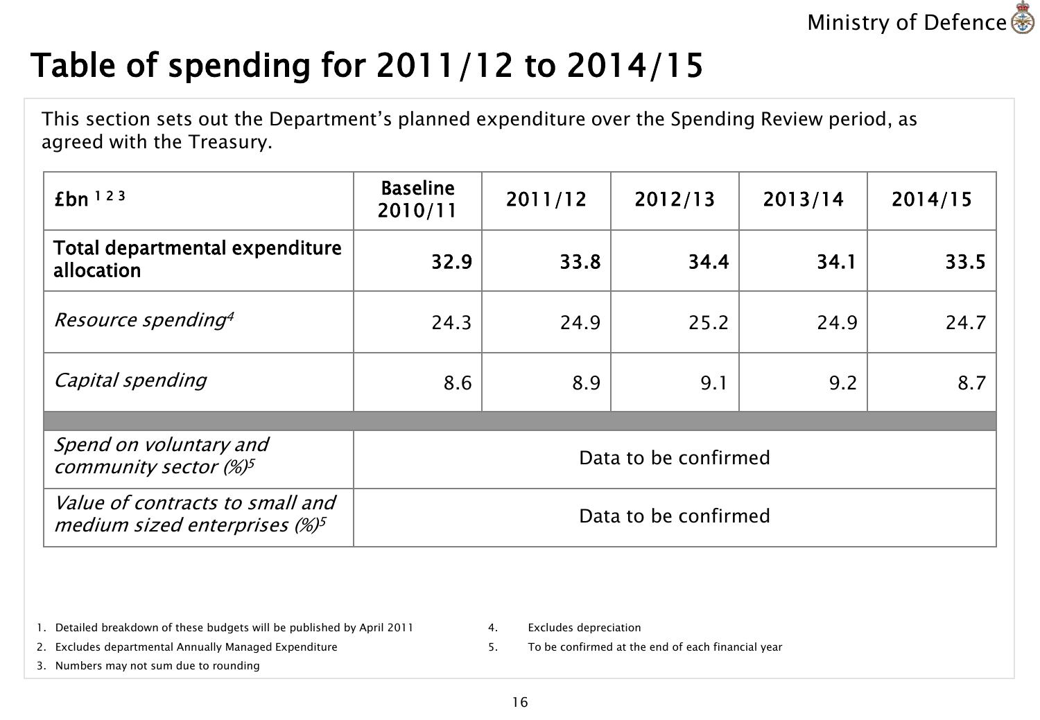# Table of spending for 2011/12 to 2014/15

This section sets out the Department's planned expenditure over the Spending Review period, as agreed with the Treasury.

| £bn [1 2 3] | Baseline 2010/11 | 2011/12 | 2012/13 | 2013/14 | 2014/15 |
|---|---|---|---|---|---|
| **Total departmental expenditure allocation** | **32.9** | **33.8** | **34.4** | **34.1** | **33.5** |
| *Resource spending*[4] | 24.3 | 24.9 | 25.2 | 24.9 | 24.7 |
| *Capital spending* | 8.6 | 8.9 | 9.1 | 9.2 | 8.7 |
| | | | | | |
| *Spend on voluntary and community sector (%)*[5] | Data to be confirmed | | | | |
| *Value of contracts to small and medium sized enterprises (%)*[5] | Data to be confirmed | | | | |

1. Detailed breakdown of these budgets will be published by April 2011
2. Excludes departmental Annually Managed Expenditure
3. Numbers may not sum due to rounding
4. Excludes depreciation
5. To be confirmed at the end of each financial year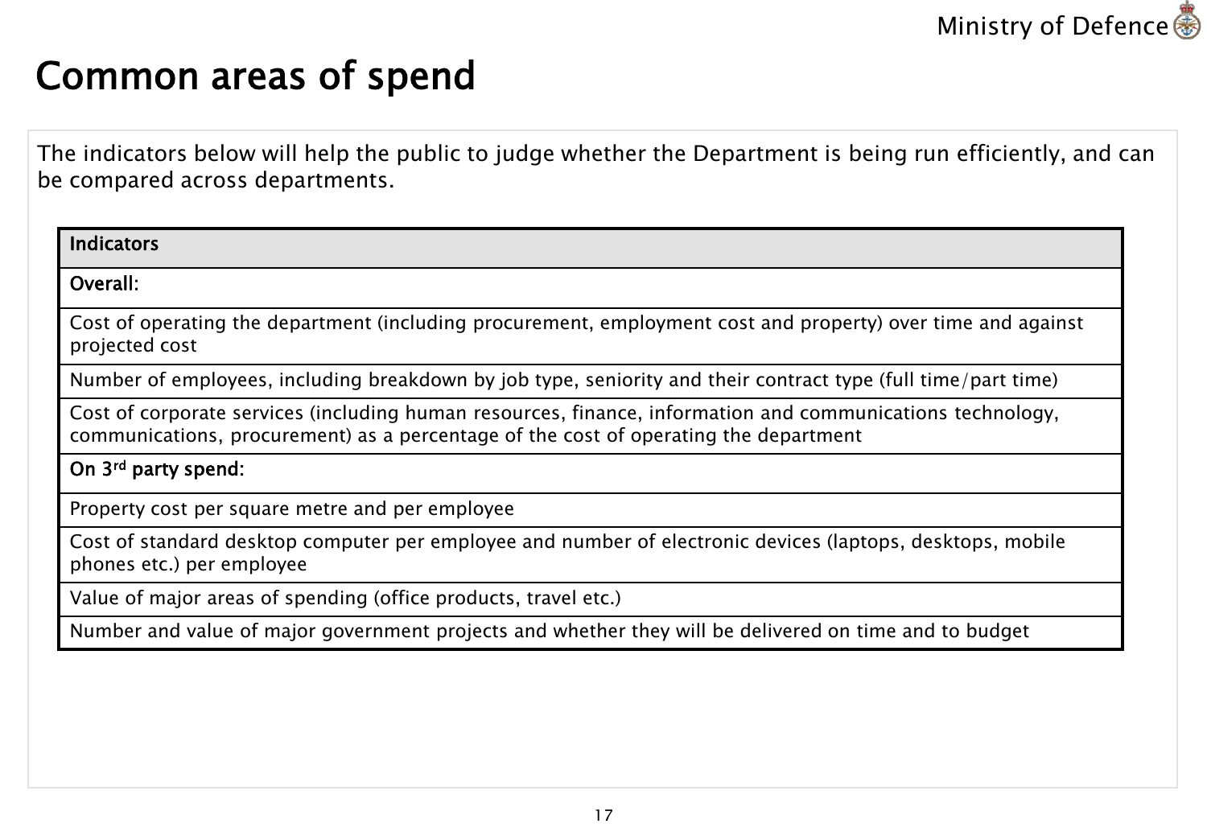# Common areas of spend

The indicators below will help the public to judge whether the Department is being run efficiently, and can be compared across departments.

| Indicators |
| --- |
| **Overall:** |
| Cost of operating the department (including procurement, employment cost and property) over time and against projected cost |
| Number of employees, including breakdown by job type, seniority and their contract type (full time/part time) |
| Cost of corporate services (including human resources, finance, information and communications technology, communications, procurement) as a percentage of the cost of operating the department |
| **On 3rd party spend:** |
| Property cost per square metre and per employee |
| Cost of standard desktop computer per employee and number of electronic devices (laptops, desktops, mobile phones etc.) per employee |
| Value of major areas of spending (office products, travel etc.) |
| Number and value of major government projects and whether they will be delivered on time and to budget |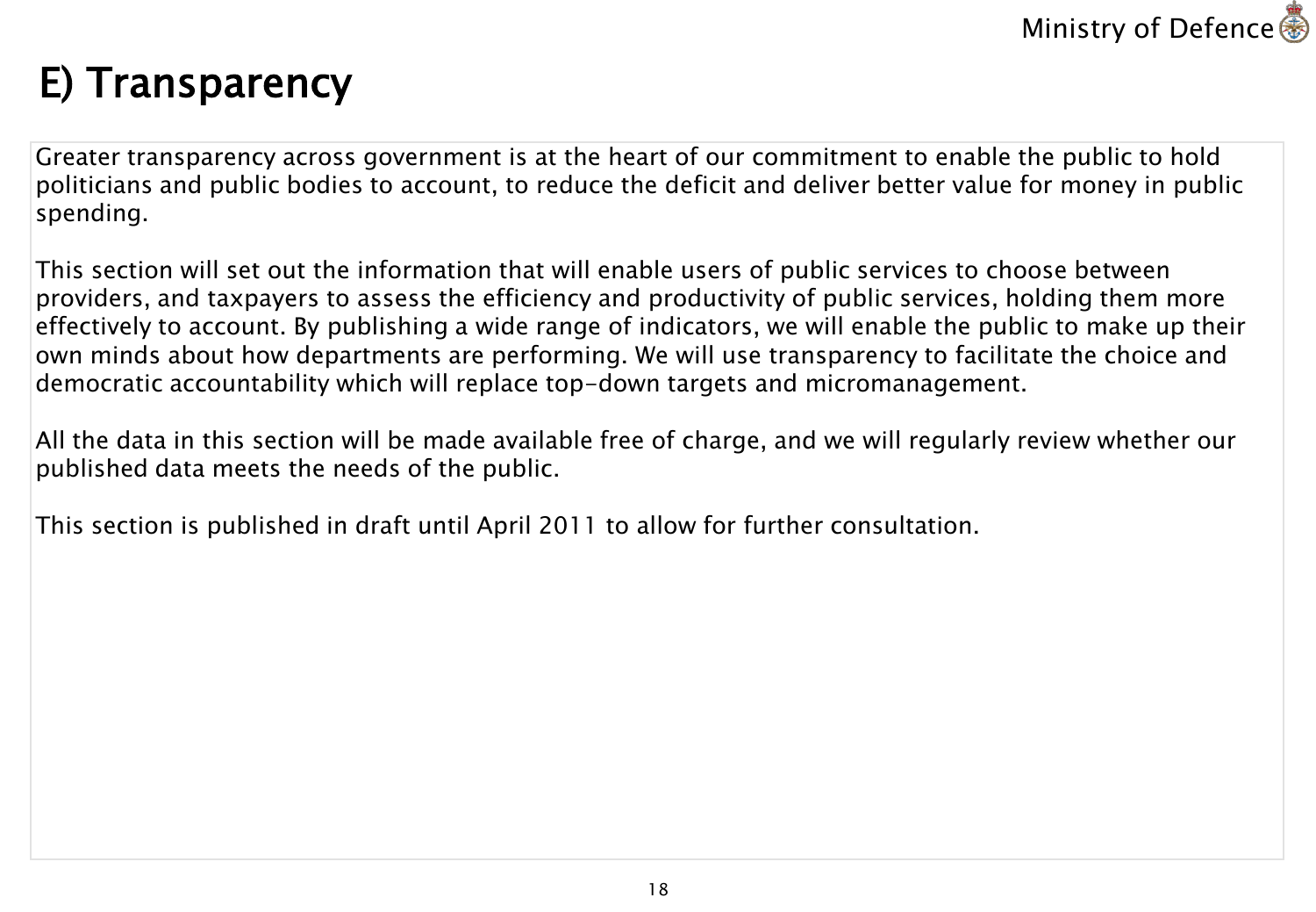# E) Transparency

Greater transparency across government is at the heart of our commitment to enable the public to hold politicians and public bodies to account, to reduce the deficit and deliver better value for money in public spending.

This section will set out the information that will enable users of public services to choose between providers, and taxpayers to assess the efficiency and productivity of public services, holding them more effectively to account. By publishing a wide range of indicators, we will enable the public to make up their own minds about how departments are performing. We will use transparency to facilitate the choice and democratic accountability which will replace top-down targets and micromanagement.

All the data in this section will be made available free of charge, and we will regularly review whether our published data meets the needs of the public.

This section is published in draft until April 2011 to allow for further consultation.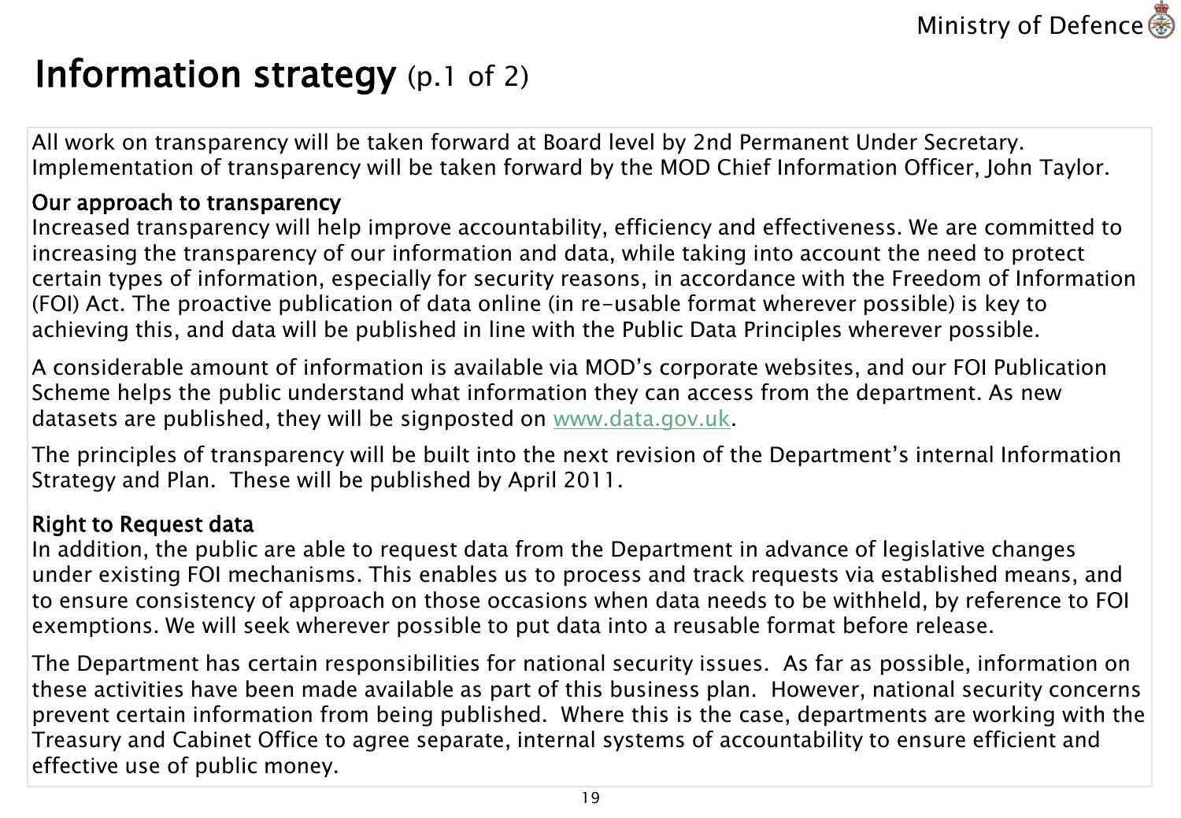# Information strategy (p.1 of 2)

All work on transparency will be taken forward at Board level by 2nd Permanent Under Secretary. Implementation of transparency will be taken forward by the MOD Chief Information Officer, John Taylor.

## Our approach to transparency

Increased transparency will help improve accountability, efficiency and effectiveness. We are committed to increasing the transparency of our information and data, while taking into account the need to protect certain types of information, especially for security reasons, in accordance with the Freedom of Information (FOI) Act. The proactive publication of data online (in re-usable format wherever possible) is key to achieving this, and data will be published in line with the Public Data Principles wherever possible.

A considerable amount of information is available via MOD's corporate websites, and our FOI Publication Scheme helps the public understand what information they can access from the department. As new datasets are published, they will be signposted on [www.data.gov.uk](http://www.data.gov.uk).

The principles of transparency will be built into the next revision of the Department's internal Information Strategy and Plan. These will be published by April 2011.

## Right to Request data

In addition, the public are able to request data from the Department in advance of legislative changes under existing FOI mechanisms. This enables us to process and track requests via established means, and to ensure consistency of approach on those occasions when data needs to be withheld, by reference to FOI exemptions. We will seek wherever possible to put data into a reusable format before release.

The Department has certain responsibilities for national security issues. As far as possible, information on these activities have been made available as part of this business plan. However, national security concerns prevent certain information from being published. Where this is the case, departments are working with the Treasury and Cabinet Office to agree separate, internal systems of accountability to ensure efficient and effective use of public money.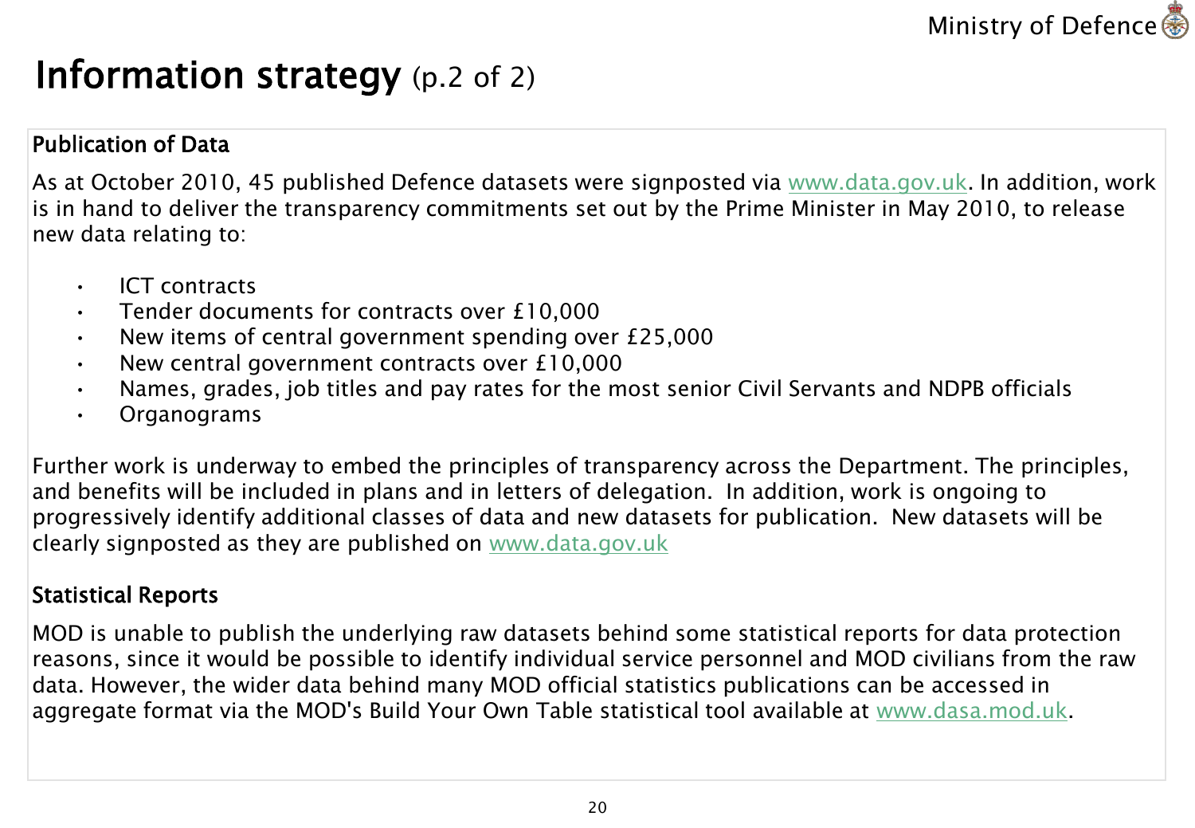# Information strategy (p.2 of 2)

## Publication of Data

As at October 2010, 45 published Defence datasets were signposted via www.data.gov.uk. In addition, work is in hand to deliver the transparency commitments set out by the Prime Minister in May 2010, to release new data relating to:

- ICT contracts
- Tender documents for contracts over £10,000
- New items of central government spending over £25,000
- New central government contracts over £10,000
- Names, grades, job titles and pay rates for the most senior Civil Servants and NDPB officials
- Organograms

Further work is underway to embed the principles of transparency across the Department. The principles, and benefits will be included in plans and in letters of delegation. In addition, work is ongoing to progressively identify additional classes of data and new datasets for publication. New datasets will be clearly signposted as they are published on www.data.gov.uk

## Statistical Reports

MOD is unable to publish the underlying raw datasets behind some statistical reports for data protection reasons, since it would be possible to identify individual service personnel and MOD civilians from the raw data. However, the wider data behind many MOD official statistics publications can be accessed in aggregate format via the MOD's Build Your Own Table statistical tool available at www.dasa.mod.uk.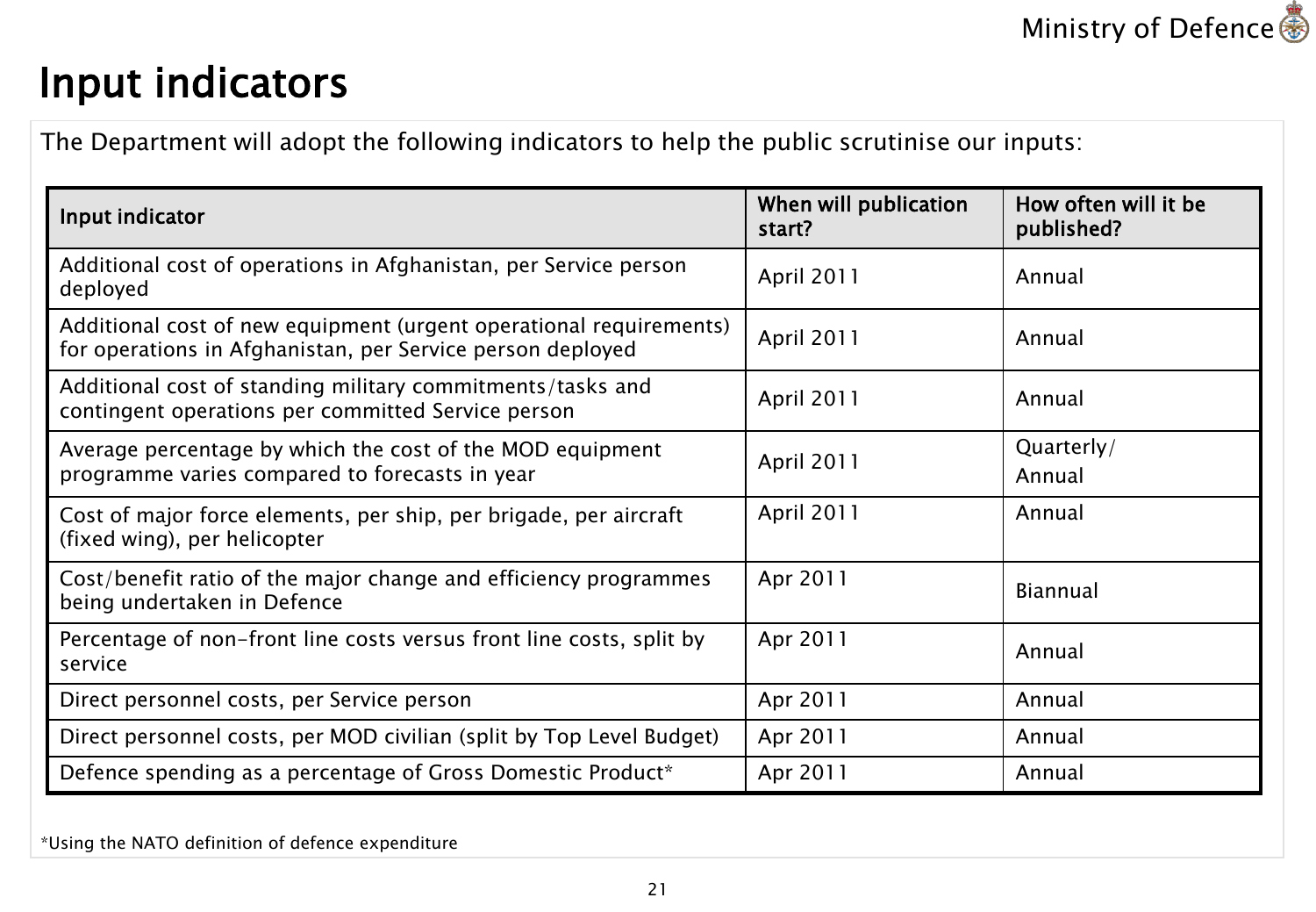# Input indicators

The Department will adopt the following indicators to help the public scrutinise our inputs:

| Input indicator | When will publication start? | How often will it be published? |
|---|---|---|
| Additional cost of operations in Afghanistan, per Service person deployed | April 2011 | Annual |
| Additional cost of new equipment (urgent operational requirements) for operations in Afghanistan, per Service person deployed | April 2011 | Annual |
| Additional cost of standing military commitments/tasks and contingent operations per committed Service person | April 2011 | Annual |
| Average percentage by which the cost of the MOD equipment programme varies compared to forecasts in year | April 2011 | Quarterly/ Annual |
| Cost of major force elements, per ship, per brigade, per aircraft (fixed wing), per helicopter | April 2011 | Annual |
| Cost/benefit ratio of the major change and efficiency programmes being undertaken in Defence | Apr 2011 | Biannual |
| Percentage of non-front line costs versus front line costs, split by service | Apr 2011 | Annual |
| Direct personnel costs, per Service person | Apr 2011 | Annual |
| Direct personnel costs, per MOD civilian (split by Top Level Budget) | Apr 2011 | Annual |
| Defence spending as a percentage of Gross Domestic Product* | Apr 2011 | Annual |

*Using the NATO definition of defence expenditure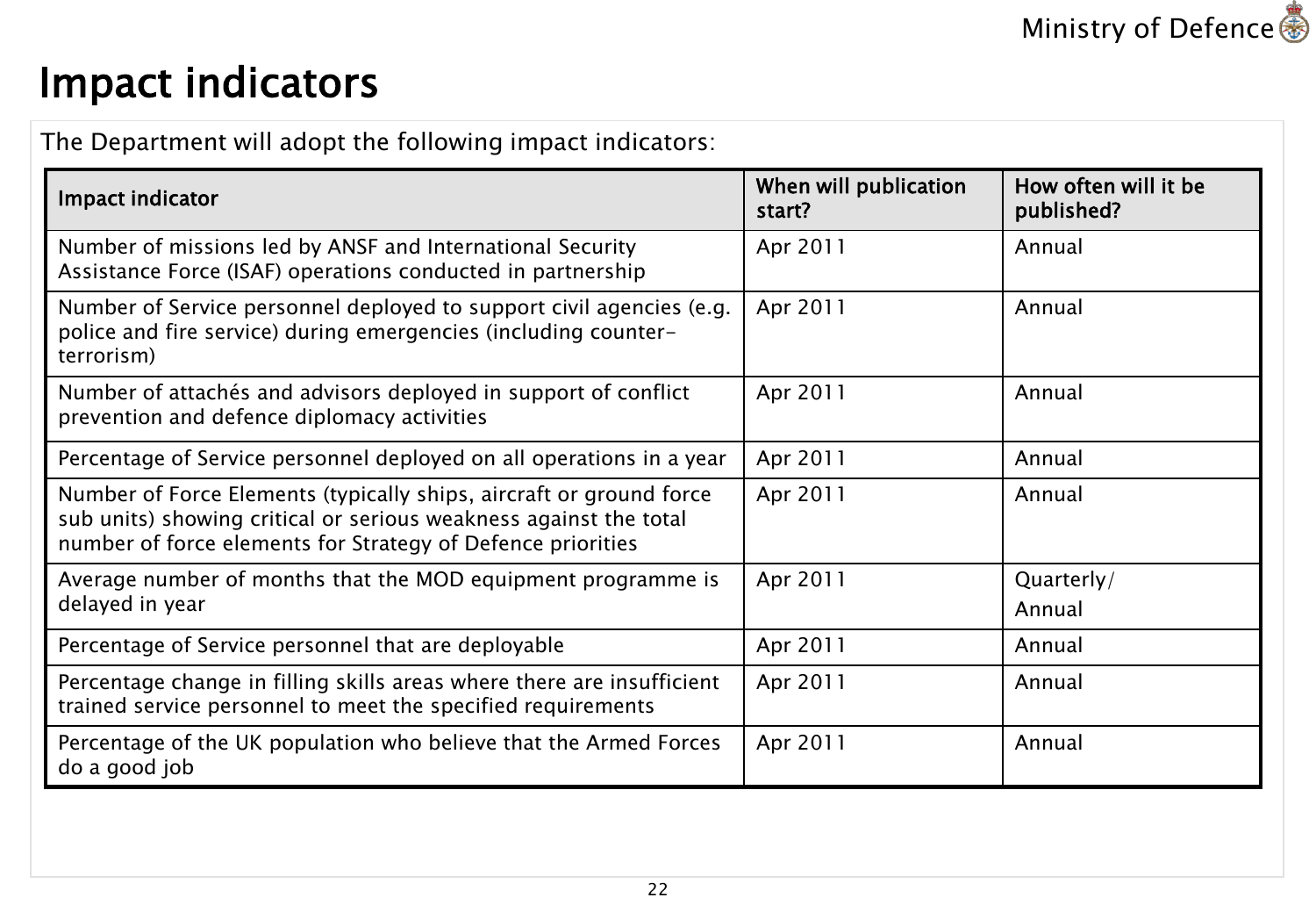# Impact indicators

The Department will adopt the following impact indicators:

| Impact indicator | When will publication start? | How often will it be published? |
|---|---|---|
| Number of missions led by ANSF and International Security Assistance Force (ISAF) operations conducted in partnership | Apr 2011 | Annual |
| Number of Service personnel deployed to support civil agencies (e.g. police and fire service) during emergencies (including counter-terrorism) | Apr 2011 | Annual |
| Number of attachés and advisors deployed in support of conflict prevention and defence diplomacy activities | Apr 2011 | Annual |
| Percentage of Service personnel deployed on all operations in a year | Apr 2011 | Annual |
| Number of Force Elements (typically ships, aircraft or ground force sub units) showing critical or serious weakness against the total number of force elements for Strategy of Defence priorities | Apr 2011 | Annual |
| Average number of months that the MOD equipment programme is delayed in year | Apr 2011 | Quarterly/ Annual |
| Percentage of Service personnel that are deployable | Apr 2011 | Annual |
| Percentage change in filling skills areas where there are insufficient trained service personnel to meet the specified requirements | Apr 2011 | Annual |
| Percentage of the UK population who believe that the Armed Forces do a good job | Apr 2011 | Annual |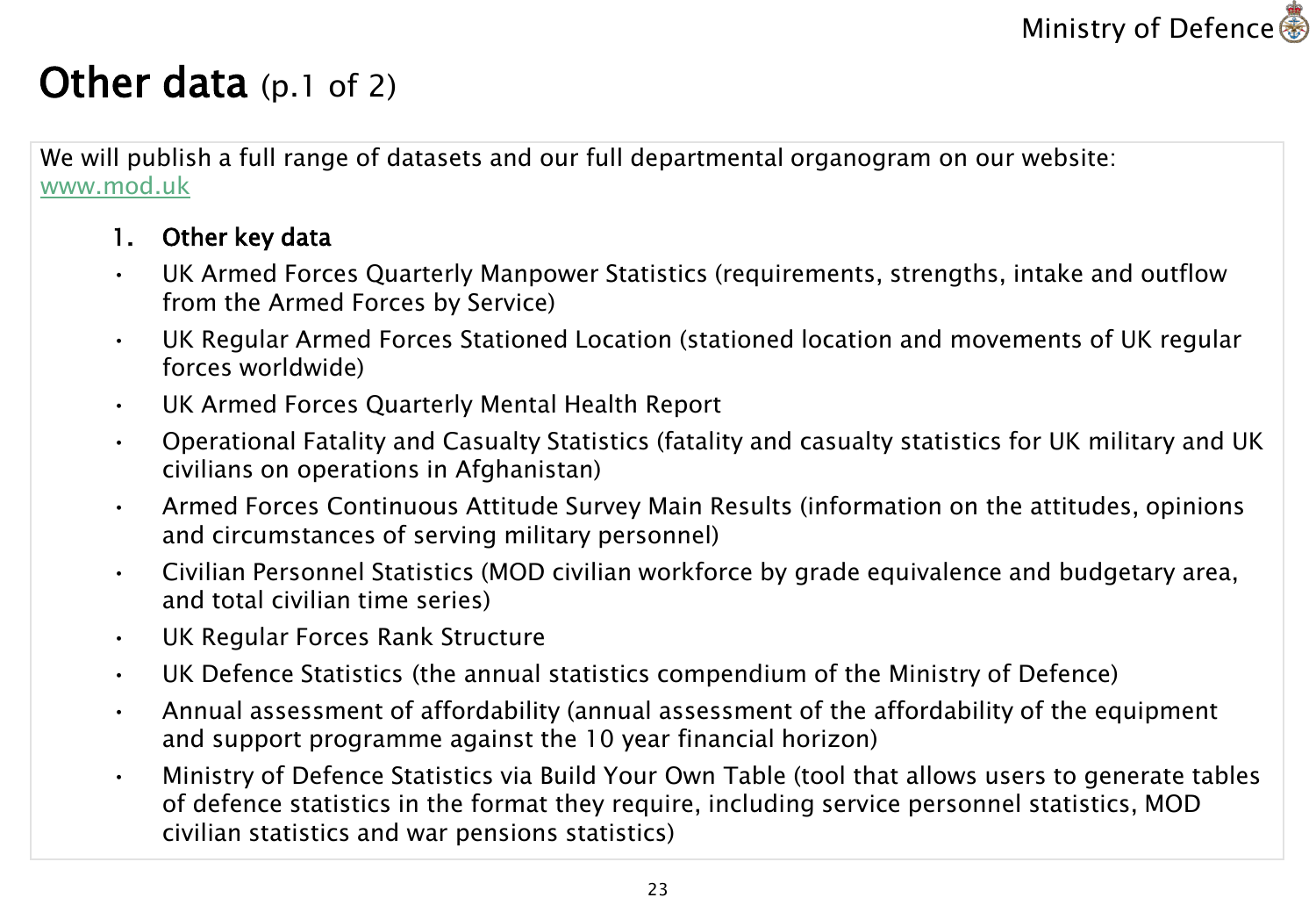# Other data (p.1 of 2)

We will publish a full range of datasets and our full departmental organogram on our website: [www.mod.uk](http://www.mod.uk)

1. **Other key data**

- UK Armed Forces Quarterly Manpower Statistics (requirements, strengths, intake and outflow from the Armed Forces by Service)
- UK Regular Armed Forces Stationed Location (stationed location and movements of UK regular forces worldwide)
- UK Armed Forces Quarterly Mental Health Report
- Operational Fatality and Casualty Statistics (fatality and casualty statistics for UK military and UK civilians on operations in Afghanistan)
- Armed Forces Continuous Attitude Survey Main Results (information on the attitudes, opinions and circumstances of serving military personnel)
- Civilian Personnel Statistics (MOD civilian workforce by grade equivalence and budgetary area, and total civilian time series)
- UK Regular Forces Rank Structure
- UK Defence Statistics (the annual statistics compendium of the Ministry of Defence)
- Annual assessment of affordability (annual assessment of the affordability of the equipment and support programme against the 10 year financial horizon)
- Ministry of Defence Statistics via Build Your Own Table (tool that allows users to generate tables of defence statistics in the format they require, including service personnel statistics, MOD civilian statistics and war pensions statistics)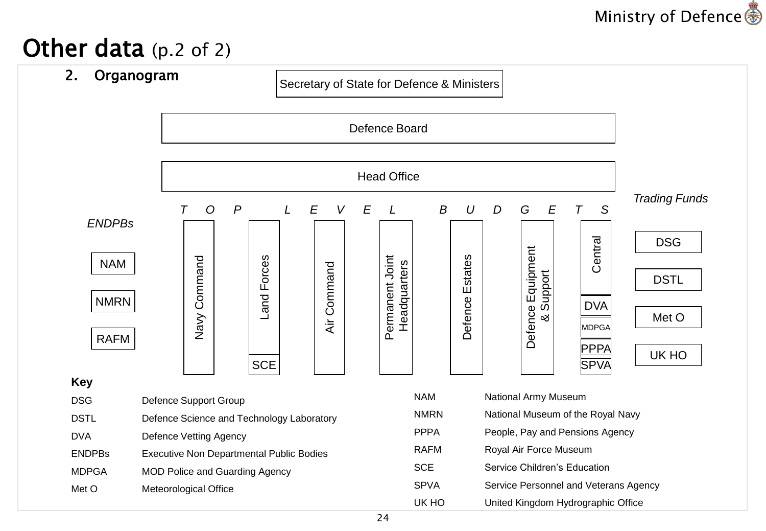# Other data (p.2 of 2)

## 2. Organogram

Secretary of State for Defence & Ministers

Defence Board

Head Office

TOP LEVEL BUDGETS

Navy Command

Land Forces

SCE

Air Command

Permanent Joint Headquarters

Defence Estates

Defence Equipment & Support

Central

DVA

MDPGA

PPPA

SPVA

*ENDPBs*

NAM

NMRN

RAFM

*Trading Funds*

DSG

DSTL

Met O

UK HO

**Key**

| | |
|---|---|
| DSG | Defence Support Group |
| DSTL | Defence Science and Technology Laboratory |
| DVA | Defence Vetting Agency |
| ENDPBs | Executive Non Departmental Public Bodies |
| MDPGA | MOD Police and Guarding Agency |
| Met O | Meteorological Office |
| NAM | National Army Museum |
| NMRN | National Museum of the Royal Navy |
| PPPA | People, Pay and Pensions Agency |
| RAFM | Royal Air Force Museum |
| SCE | Service Children's Education |
| SPVA | Service Personnel and Veterans Agency |
| UK HO | United Kingdom Hydrographic Office |